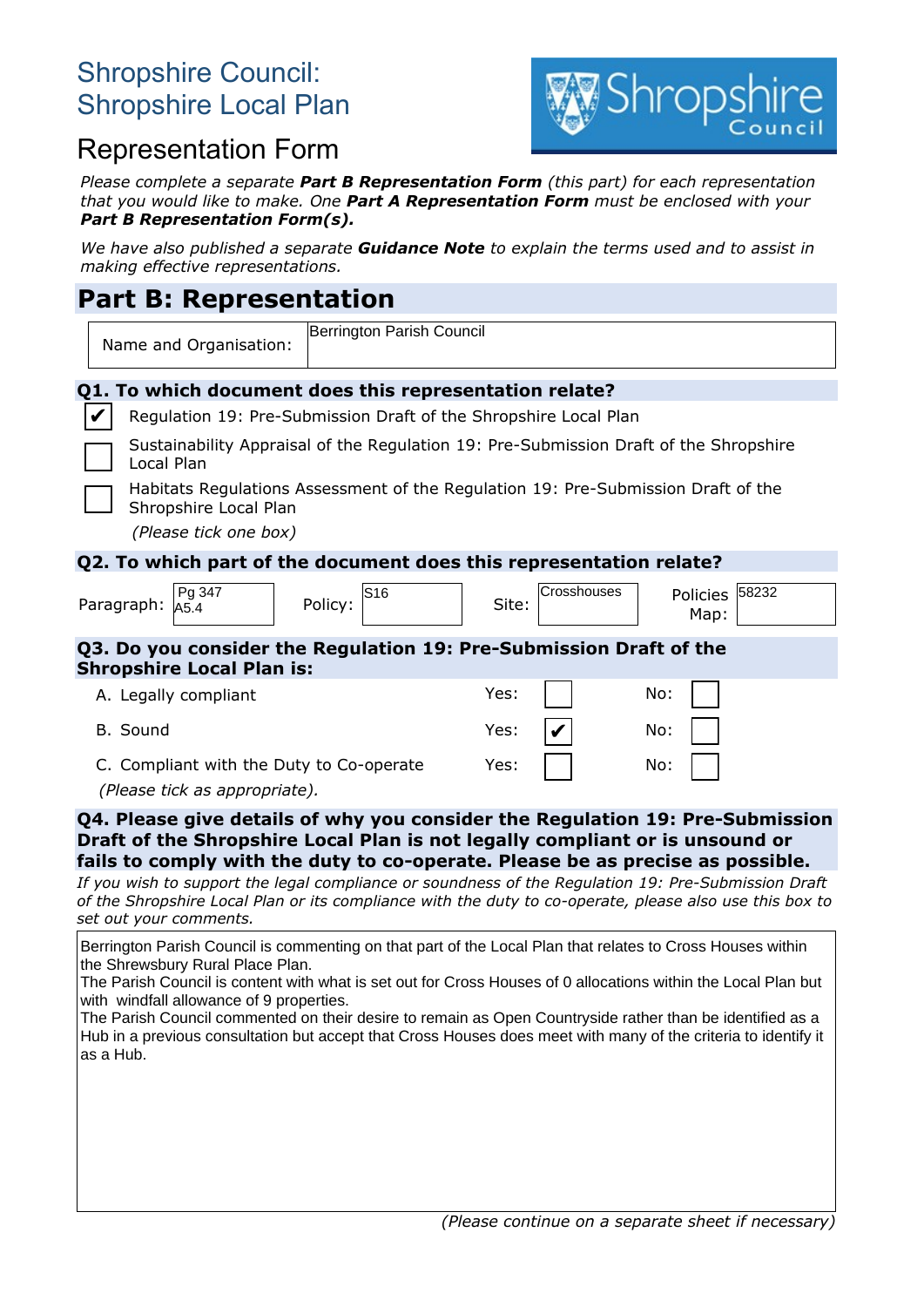# Shropshire Council: Shropshire Local Plan

## Representation Form

*Please complete a separate* ***Part B Representation Form*** *(this part) for each representation that you would like to make. One* ***Part A Representation Form*** *must be enclosed with your* ***Part B Representation Form(s).***

*We have also published a separate* ***Guidance Note*** *to explain the terms used and to assist in making effective representations.*

## Part B: Representation

| Name and Organisation: | Berrington Parish Council |
|---|---|

**Q1. To which document does this representation relate?**

- [x] Regulation 19: Pre-Submission Draft of the Shropshire Local Plan
- [ ] Sustainability Appraisal of the Regulation 19: Pre-Submission Draft of the Shropshire Local Plan
- [ ] Habitats Regulations Assessment of the Regulation 19: Pre-Submission Draft of the Shropshire Local Plan

*(Please tick one box)*

**Q2. To which part of the document does this representation relate?**

| Paragraph: | Pg 347 A5.4 | Policy: | S16 | Site: | Crosshouses | Policies Map: | 58232 |
|---|---|---|---|---|---|---|---|

**Q3. Do you consider the Regulation 19: Pre-Submission Draft of the Shropshire Local Plan is:**

| | Yes: | No: |
|---|---|---|
| A. Legally compliant | ☐ | ☐ |
| B. Sound | ☑ | ☐ |
| C. Compliant with the Duty to Co-operate | ☐ | ☐ |

*(Please tick as appropriate).*

**Q4. Please give details of why you consider the Regulation 19: Pre-Submission Draft of the Shropshire Local Plan is not legally compliant or is unsound or fails to comply with the duty to co-operate. Please be as precise as possible.**

*If you wish to support the legal compliance or soundness of the Regulation 19: Pre-Submission Draft of the Shropshire Local Plan or its compliance with the duty to co-operate, please also use this box to set out your comments.*

Berrington Parish Council is commenting on that part of the Local Plan that relates to Cross Houses within the Shrewsbury Rural Place Plan.
The Parish Council is content with what is set out for Cross Houses of 0 allocations within the Local Plan but with windfall allowance of 9 properties.
The Parish Council commented on their desire to remain as Open Countryside rather than be identified as a Hub in a previous consultation but accept that Cross Houses does meet with many of the criteria to identify it as a Hub.

*(Please continue on a separate sheet if necessary)*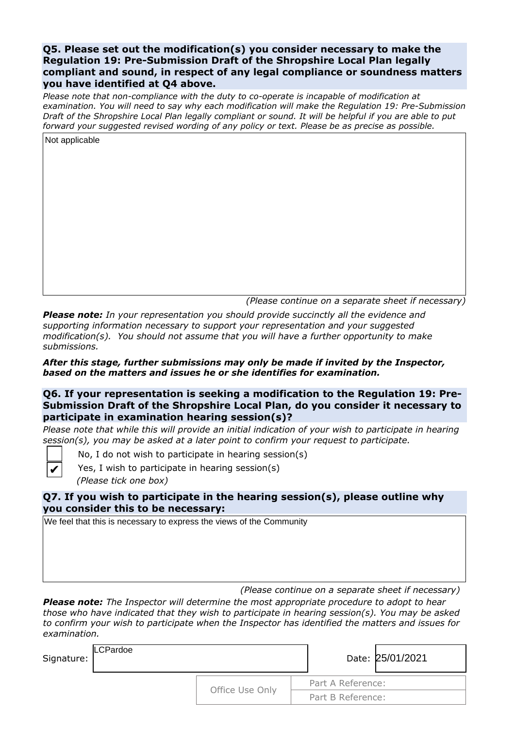### Q5. Please set out the modification(s) you consider necessary to make the Regulation 19: Pre-Submission Draft of the Shropshire Local Plan legally compliant and sound, in respect of any legal compliance or soundness matters you have identified at Q4 above.

*Please note that non-compliance with the duty to co-operate is incapable of modification at examination. You will need to say why each modification will make the Regulation 19: Pre-Submission Draft of the Shropshire Local Plan legally compliant or sound. It will be helpful if you are able to put forward your suggested revised wording of any policy or text. Please be as precise as possible.*

Not applicable

*(Please continue on a separate sheet if necessary)*

***Please note:*** *In your representation you should provide succinctly all the evidence and supporting information necessary to support your representation and your suggested modification(s). You should not assume that you will have a further opportunity to make submissions.*

***After this stage, further submissions may only be made if invited by the Inspector, based on the matters and issues he or she identifies for examination.***

### Q6. If your representation is seeking a modification to the Regulation 19: Pre-Submission Draft of the Shropshire Local Plan, do you consider it necessary to participate in examination hearing session(s)?

*Please note that while this will provide an initial indication of your wish to participate in hearing session(s), you may be asked at a later point to confirm your request to participate.*

- [ ] No, I do not wish to participate in hearing session(s)
- [x] Yes, I wish to participate in hearing session(s)

*(Please tick one box)*

### Q7. If you wish to participate in the hearing session(s), please outline why you consider this to be necessary:

We feel that this is necessary to express the views of the Community

*(Please continue on a separate sheet if necessary)*

***Please note:*** *The Inspector will determine the most appropriate procedure to adopt to hear those who have indicated that they wish to participate in hearing session(s). You may be asked to confirm your wish to participate when the Inspector has identified the matters and issues for examination.*

Signature: LCPardoe

Date: 25/01/2021

| | |
|---|---|
| Office Use Only | Part A Reference: |
| | Part B Reference: |